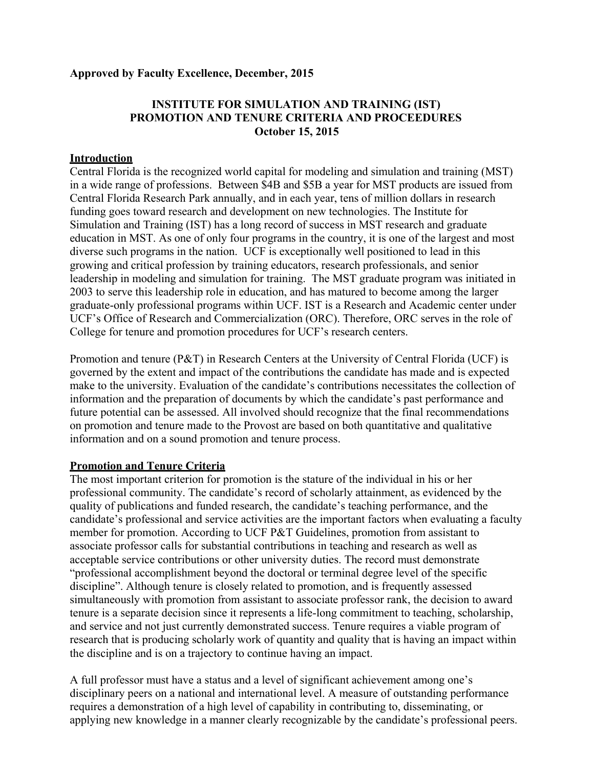**Approved by Faculty Excellence, December, 2015**

# INSTITUTE FOR SIMULATION AND TRAINING (IST) PROMOTION AND TENURE CRITERIA AND PROCEEDURES
**October 15, 2015**

## Introduction

Central Florida is the recognized world capital for modeling and simulation and training (MST) in a wide range of professions. Between $4B and $5B a year for MST products are issued from Central Florida Research Park annually, and in each year, tens of million dollars in research funding goes toward research and development on new technologies. The Institute for Simulation and Training (IST) has a long record of success in MST research and graduate education in MST. As one of only four programs in the country, it is one of the largest and most diverse such programs in the nation. UCF is exceptionally well positioned to lead in this growing and critical profession by training educators, research professionals, and senior leadership in modeling and simulation for training. The MST graduate program was initiated in 2003 to serve this leadership role in education, and has matured to become among the larger graduate-only professional programs within UCF. IST is a Research and Academic center under UCF's Office of Research and Commercialization (ORC). Therefore, ORC serves in the role of College for tenure and promotion procedures for UCF's research centers.

Promotion and tenure (P&T) in Research Centers at the University of Central Florida (UCF) is governed by the extent and impact of the contributions the candidate has made and is expected make to the university. Evaluation of the candidate's contributions necessitates the collection of information and the preparation of documents by which the candidate's past performance and future potential can be assessed. All involved should recognize that the final recommendations on promotion and tenure made to the Provost are based on both quantitative and qualitative information and on a sound promotion and tenure process.

## Promotion and Tenure Criteria

The most important criterion for promotion is the stature of the individual in his or her professional community. The candidate's record of scholarly attainment, as evidenced by the quality of publications and funded research, the candidate's teaching performance, and the candidate's professional and service activities are the important factors when evaluating a faculty member for promotion. According to UCF P&T Guidelines, promotion from assistant to associate professor calls for substantial contributions in teaching and research as well as acceptable service contributions or other university duties. The record must demonstrate "professional accomplishment beyond the doctoral or terminal degree level of the specific discipline". Although tenure is closely related to promotion, and is frequently assessed simultaneously with promotion from assistant to associate professor rank, the decision to award tenure is a separate decision since it represents a life-long commitment to teaching, scholarship, and service and not just currently demonstrated success. Tenure requires a viable program of research that is producing scholarly work of quantity and quality that is having an impact within the discipline and is on a trajectory to continue having an impact.

A full professor must have a status and a level of significant achievement among one's disciplinary peers on a national and international level. A measure of outstanding performance requires a demonstration of a high level of capability in contributing to, disseminating, or applying new knowledge in a manner clearly recognizable by the candidate's professional peers.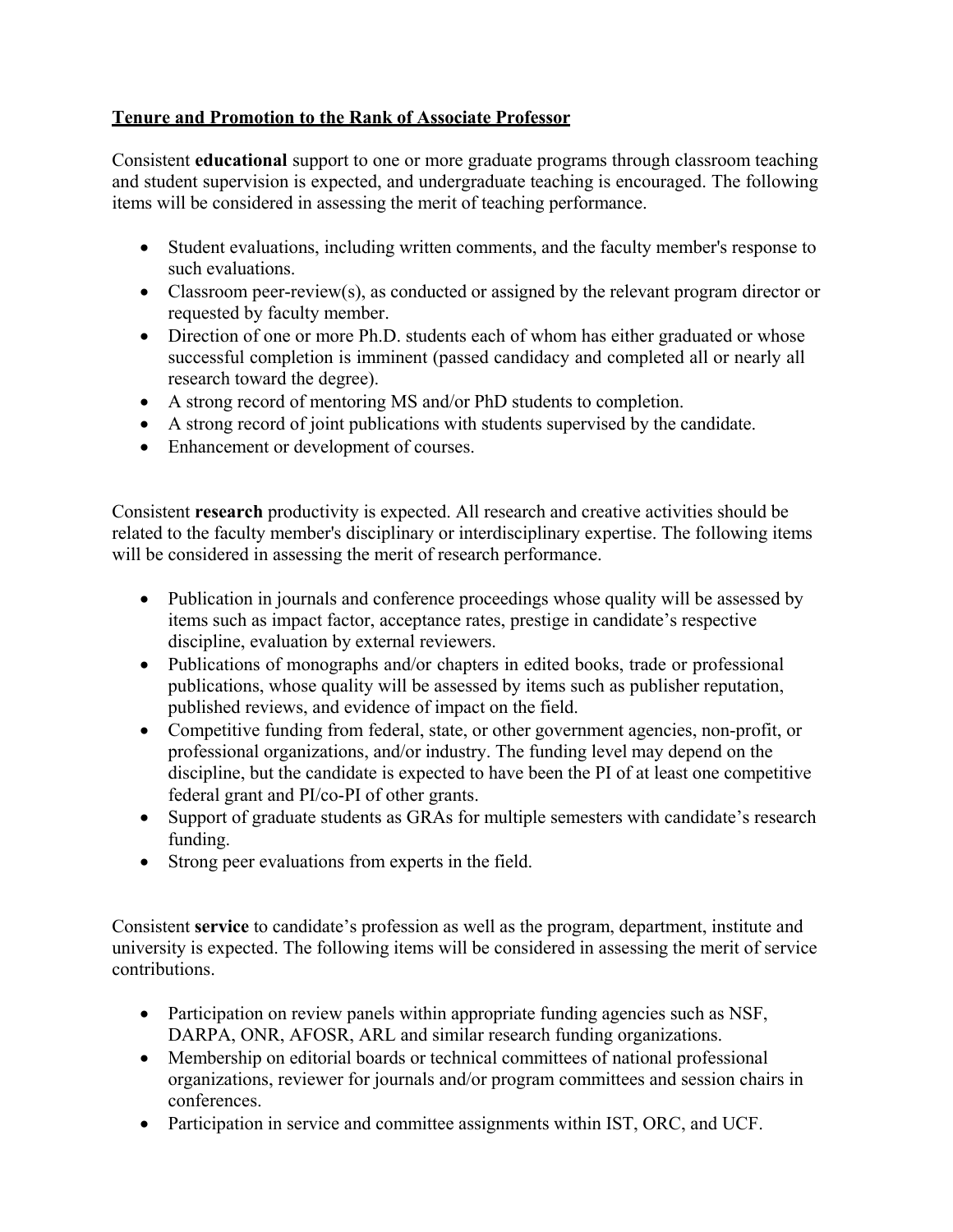**<u>Tenure and Promotion to the Rank of Associate Professor</u>**

Consistent **educational** support to one or more graduate programs through classroom teaching and student supervision is expected, and undergraduate teaching is encouraged. The following items will be considered in assessing the merit of teaching performance.

- Student evaluations, including written comments, and the faculty member's response to such evaluations.
- Classroom peer-review(s), as conducted or assigned by the relevant program director or requested by faculty member.
- Direction of one or more Ph.D. students each of whom has either graduated or whose successful completion is imminent (passed candidacy and completed all or nearly all research toward the degree).
- A strong record of mentoring MS and/or PhD students to completion.
- A strong record of joint publications with students supervised by the candidate.
- Enhancement or development of courses.

Consistent **research** productivity is expected. All research and creative activities should be related to the faculty member's disciplinary or interdisciplinary expertise. The following items will be considered in assessing the merit of research performance.

- Publication in journals and conference proceedings whose quality will be assessed by items such as impact factor, acceptance rates, prestige in candidate's respective discipline, evaluation by external reviewers.
- Publications of monographs and/or chapters in edited books, trade or professional publications, whose quality will be assessed by items such as publisher reputation, published reviews, and evidence of impact on the field.
- Competitive funding from federal, state, or other government agencies, non-profit, or professional organizations, and/or industry. The funding level may depend on the discipline, but the candidate is expected to have been the PI of at least one competitive federal grant and PI/co-PI of other grants.
- Support of graduate students as GRAs for multiple semesters with candidate's research funding.
- Strong peer evaluations from experts in the field.

Consistent **service** to candidate's profession as well as the program, department, institute and university is expected. The following items will be considered in assessing the merit of service contributions.

- Participation on review panels within appropriate funding agencies such as NSF, DARPA, ONR, AFOSR, ARL and similar research funding organizations.
- Membership on editorial boards or technical committees of national professional organizations, reviewer for journals and/or program committees and session chairs in conferences.
- Participation in service and committee assignments within IST, ORC, and UCF.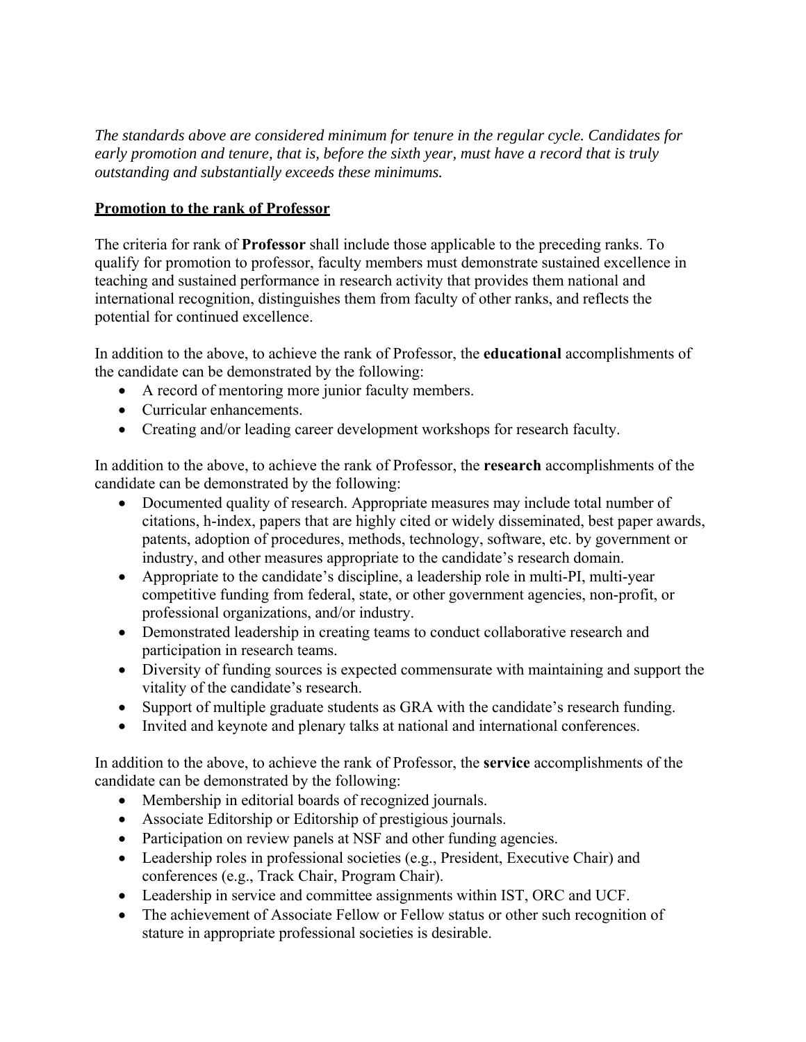*The standards above are considered minimum for tenure in the regular cycle. Candidates for early promotion and tenure, that is, before the sixth year, must have a record that is truly outstanding and substantially exceeds these minimums.*

## Promotion to the rank of Professor

The criteria for rank of **Professor** shall include those applicable to the preceding ranks. To qualify for promotion to professor, faculty members must demonstrate sustained excellence in teaching and sustained performance in research activity that provides them national and international recognition, distinguishes them from faculty of other ranks, and reflects the potential for continued excellence.

In addition to the above, to achieve the rank of Professor, the **educational** accomplishments of the candidate can be demonstrated by the following:

- A record of mentoring more junior faculty members.
- Curricular enhancements.
- Creating and/or leading career development workshops for research faculty.

In addition to the above, to achieve the rank of Professor, the **research** accomplishments of the candidate can be demonstrated by the following:

- Documented quality of research. Appropriate measures may include total number of citations, h-index, papers that are highly cited or widely disseminated, best paper awards, patents, adoption of procedures, methods, technology, software, etc. by government or industry, and other measures appropriate to the candidate's research domain.
- Appropriate to the candidate's discipline, a leadership role in multi-PI, multi-year competitive funding from federal, state, or other government agencies, non-profit, or professional organizations, and/or industry.
- Demonstrated leadership in creating teams to conduct collaborative research and participation in research teams.
- Diversity of funding sources is expected commensurate with maintaining and support the vitality of the candidate's research.
- Support of multiple graduate students as GRA with the candidate's research funding.
- Invited and keynote and plenary talks at national and international conferences.

In addition to the above, to achieve the rank of Professor, the **service** accomplishments of the candidate can be demonstrated by the following:

- Membership in editorial boards of recognized journals.
- Associate Editorship or Editorship of prestigious journals.
- Participation on review panels at NSF and other funding agencies.
- Leadership roles in professional societies (e.g., President, Executive Chair) and conferences (e.g., Track Chair, Program Chair).
- Leadership in service and committee assignments within IST, ORC and UCF.
- The achievement of Associate Fellow or Fellow status or other such recognition of stature in appropriate professional societies is desirable.